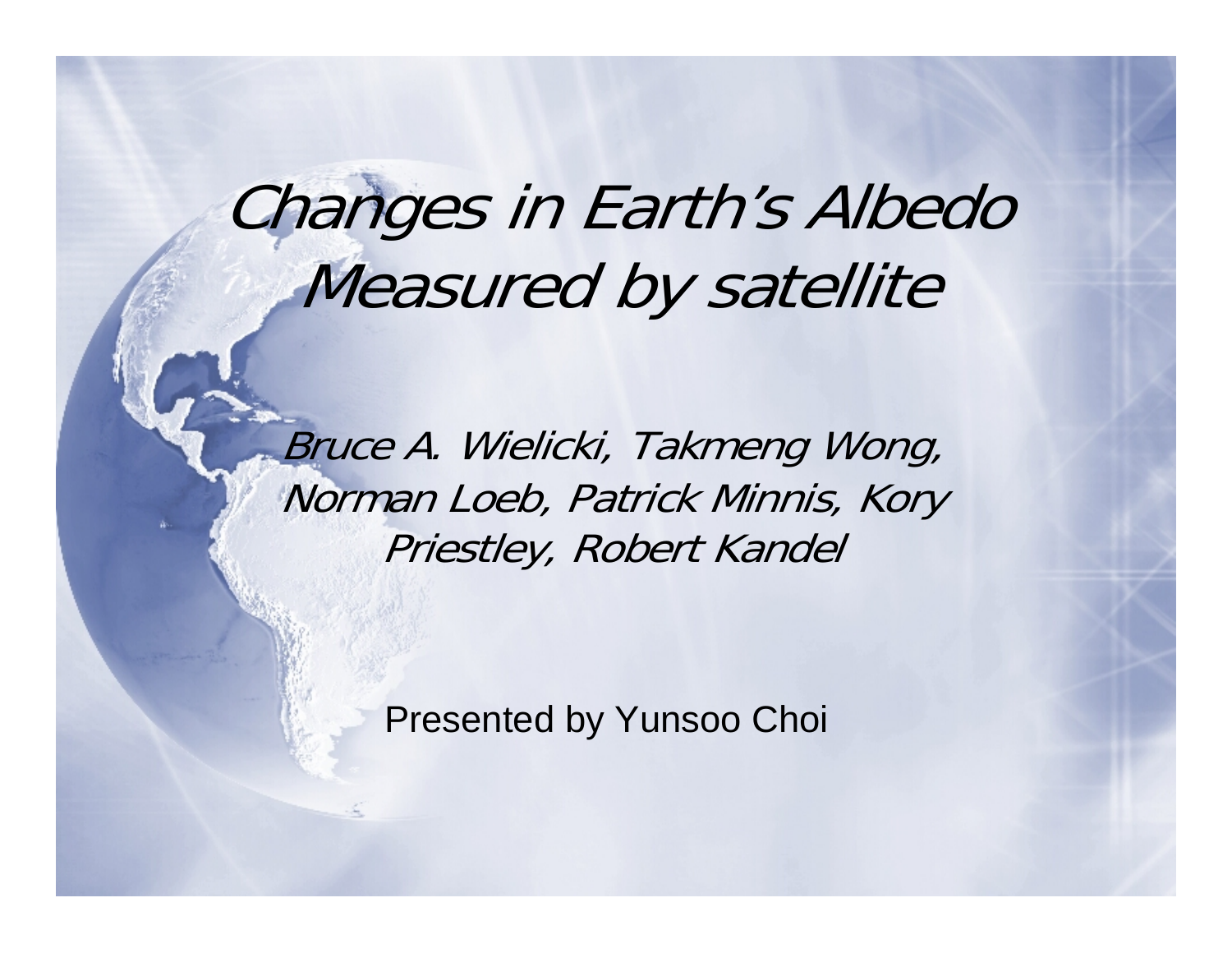# *Changes in Earth's Albedo Measured by satellite*

*Bruce A. Wielicki, Takmeng Wong, Norman Loeb, Patrick Minnis, Kory Priestley, Robert Kandel*

Presented by Yunsoo Choi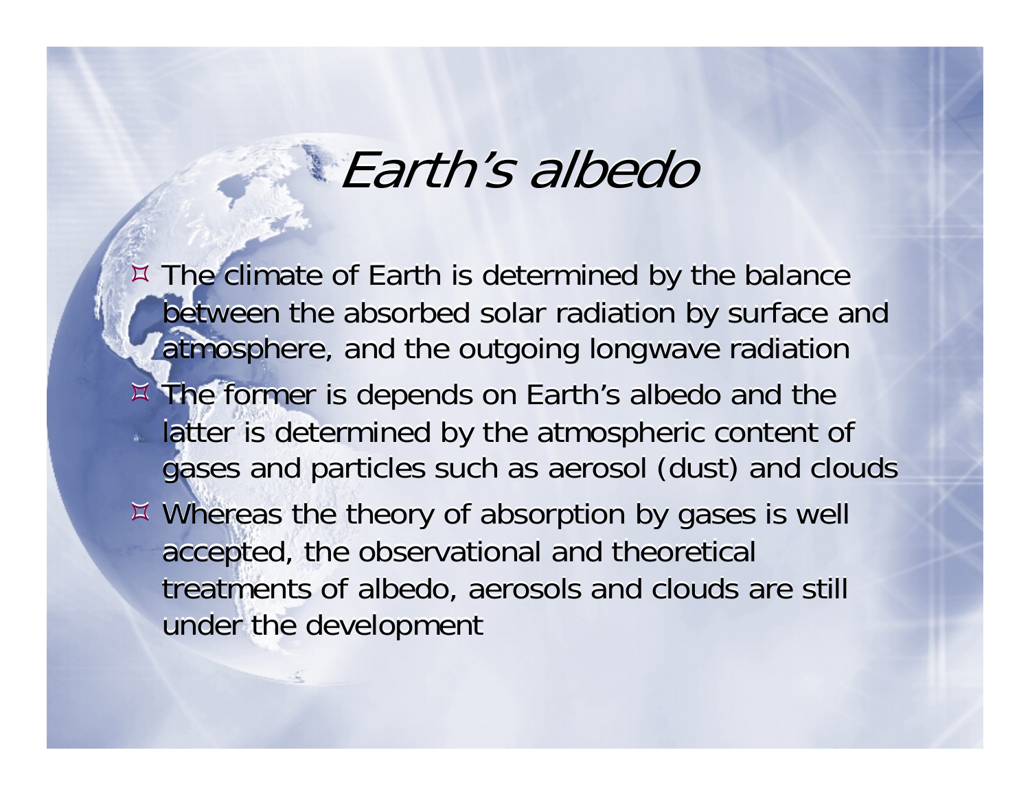# Earth's albedo

- The climate of Earth is determined by the balance between the absorbed solar radiation by surface and atmosphere, and the outgoing longwave radiation
- The former is depends on Earth's albedo and the latter is determined by the atmospheric content of gases and particles such as aerosol (dust) and clouds
- Whereas the theory of absorption by gases is well accepted, the observational and theoretical treatments of albedo, aerosols and clouds are still under the development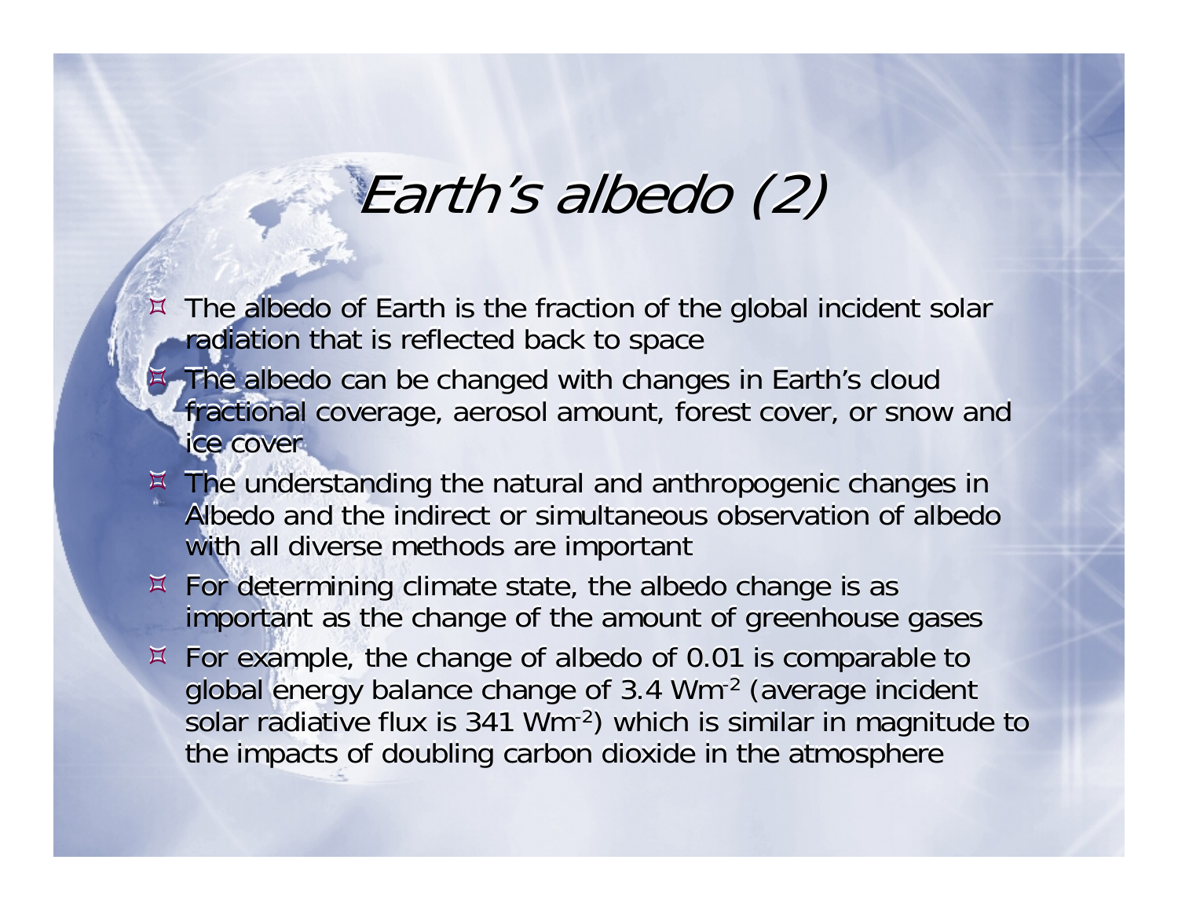# *Earth's albedo (2)*

- The albedo of Earth is the fraction of the global incident solar radiation that is reflected back to space
- The albedo can be changed with changes in Earth's cloud fractional coverage, aerosol amount, forest cover, or snow and ice cover
- The understanding the natural and anthropogenic changes in Albedo and the indirect or simultaneous observation of albedo with all diverse methods are important
- For determining climate state, the albedo change is as important as the change of the amount of greenhouse gases
- For example, the change of albedo of 0.01 is comparable to global energy balance change of 3.4 $Wm^{-2}$ (average incident solar radiative flux is 341 $Wm^{-2}$) which is similar in magnitude to the impacts of doubling carbon dioxide in the atmosphere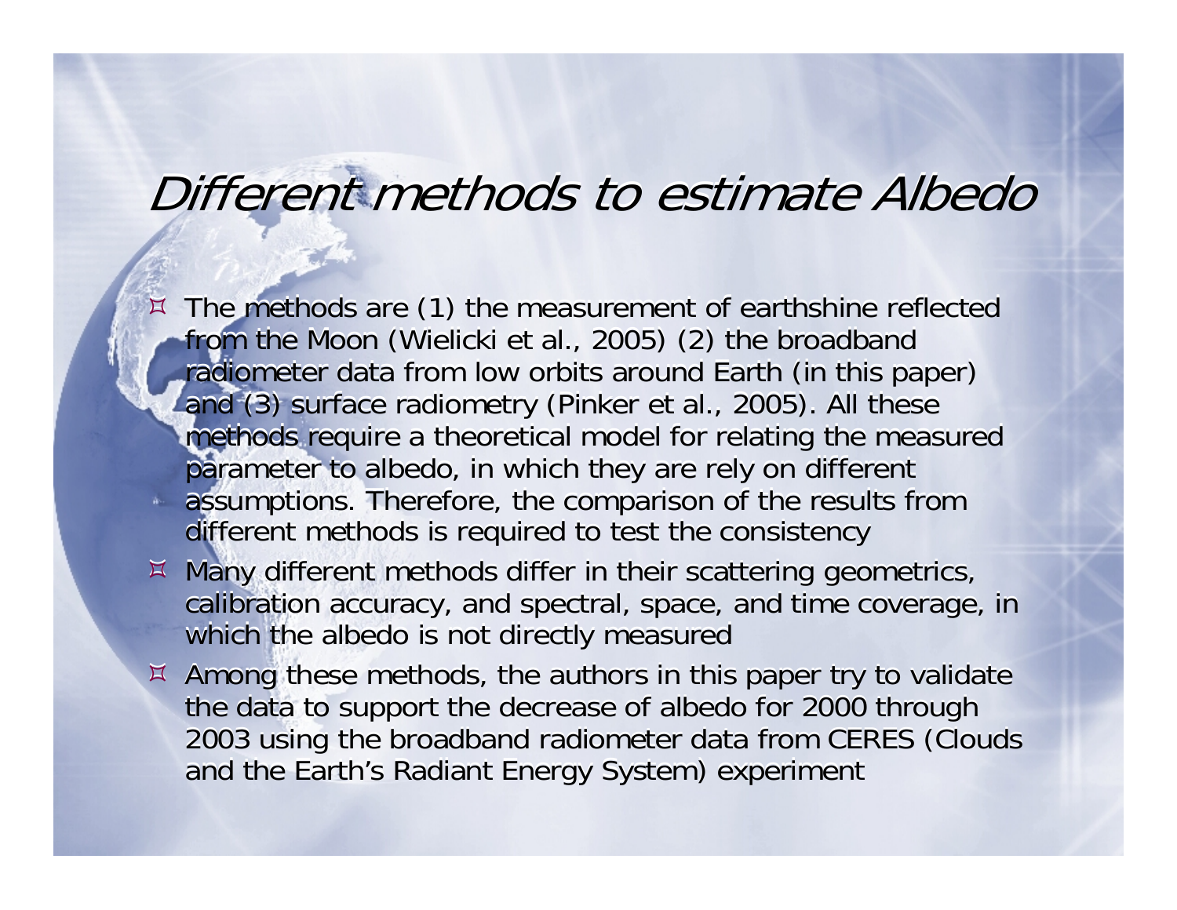# *Different methods to estimate Albedo*

- The methods are (1) the measurement of earthshine reflected from the Moon (Wielicki et al., 2005) (2) the broadband radiometer data from low orbits around Earth (in this paper) and (3) surface radiometry (Pinker et al., 2005). All these methods require a theoretical model for relating the measured parameter to albedo, in which they are rely on different assumptions. Therefore, the comparison of the results from different methods is required to test the consistency
- Many different methods differ in their scattering geometrics, calibration accuracy, and spectral, space, and time coverage, in which the albedo is not directly measured
- Among these methods, the authors in this paper try to validate the data to support the decrease of albedo for 2000 through 2003 using the broadband radiometer data from CERES (Clouds and the Earth's Radiant Energy System) experiment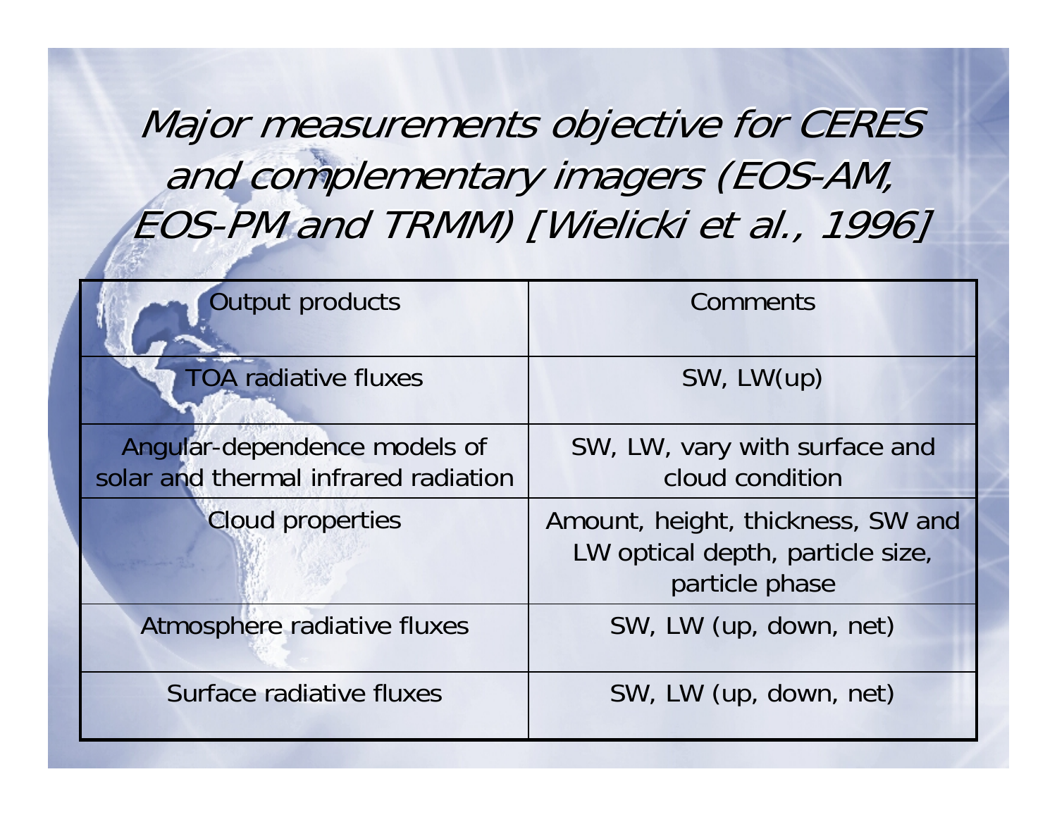# *Major measurements objective for CERES and complementary imagers (EOS-AM, EOS-PM and TRMM) [Wielicki et al., 1996]*

| Output products | Comments |
|---|---|
| TOA radiative fluxes | SW, LW(up) |
| Angular-dependence models of solar and thermal infrared radiation | SW, LW, vary with surface and cloud condition |
| Cloud properties | Amount, height, thickness, SW and LW optical depth, particle size, particle phase |
| Atmosphere radiative fluxes | SW, LW (up, down, net) |
| Surface radiative fluxes | SW, LW (up, down, net) |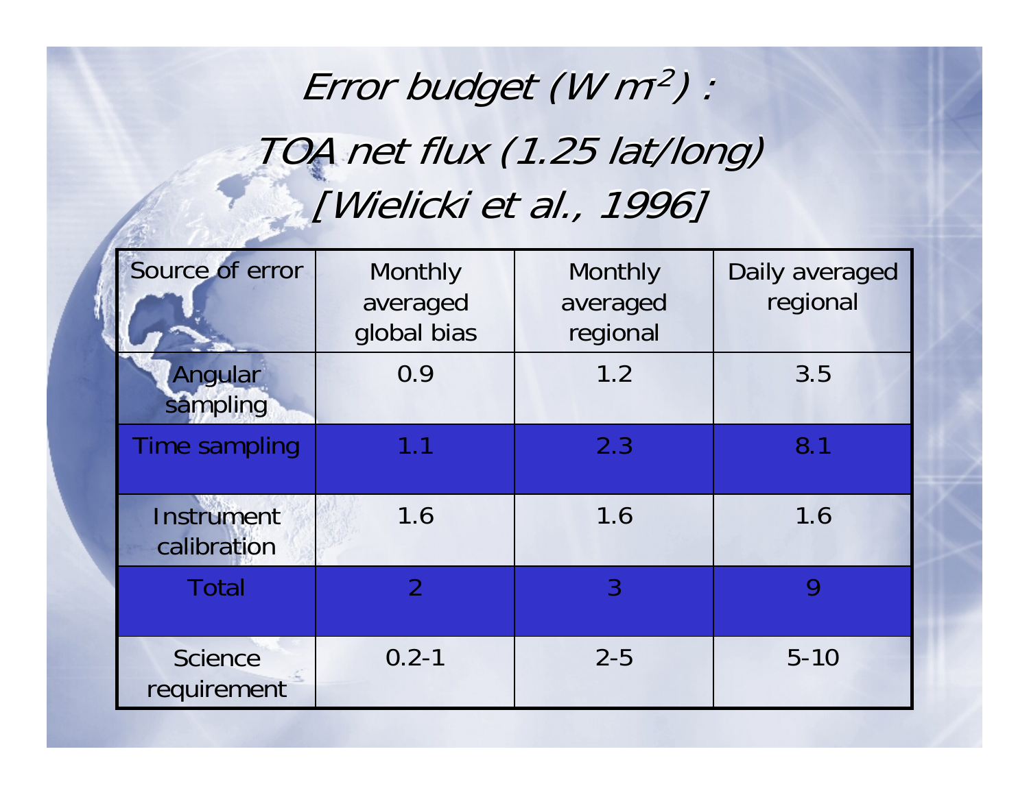# *Error budget (W m$^{-2}$) :*
# *TOA net flux (1.25 lat/long)*
# *[Wielicki et al., 1996]*

| Source of error | Monthly averaged global bias | Monthly averaged regional | Daily averaged regional |
| --- | --- | --- | --- |
| Angular sampling | 0.9 | 1.2 | 3.5 |
| Time sampling | 1.1 | 2.3 | 8.1 |
| Instrument calibration | 1.6 | 1.6 | 1.6 |
| Total | 2 | 3 | 9 |
| Science requirement | 0.2-1 | 2-5 | 5-10 |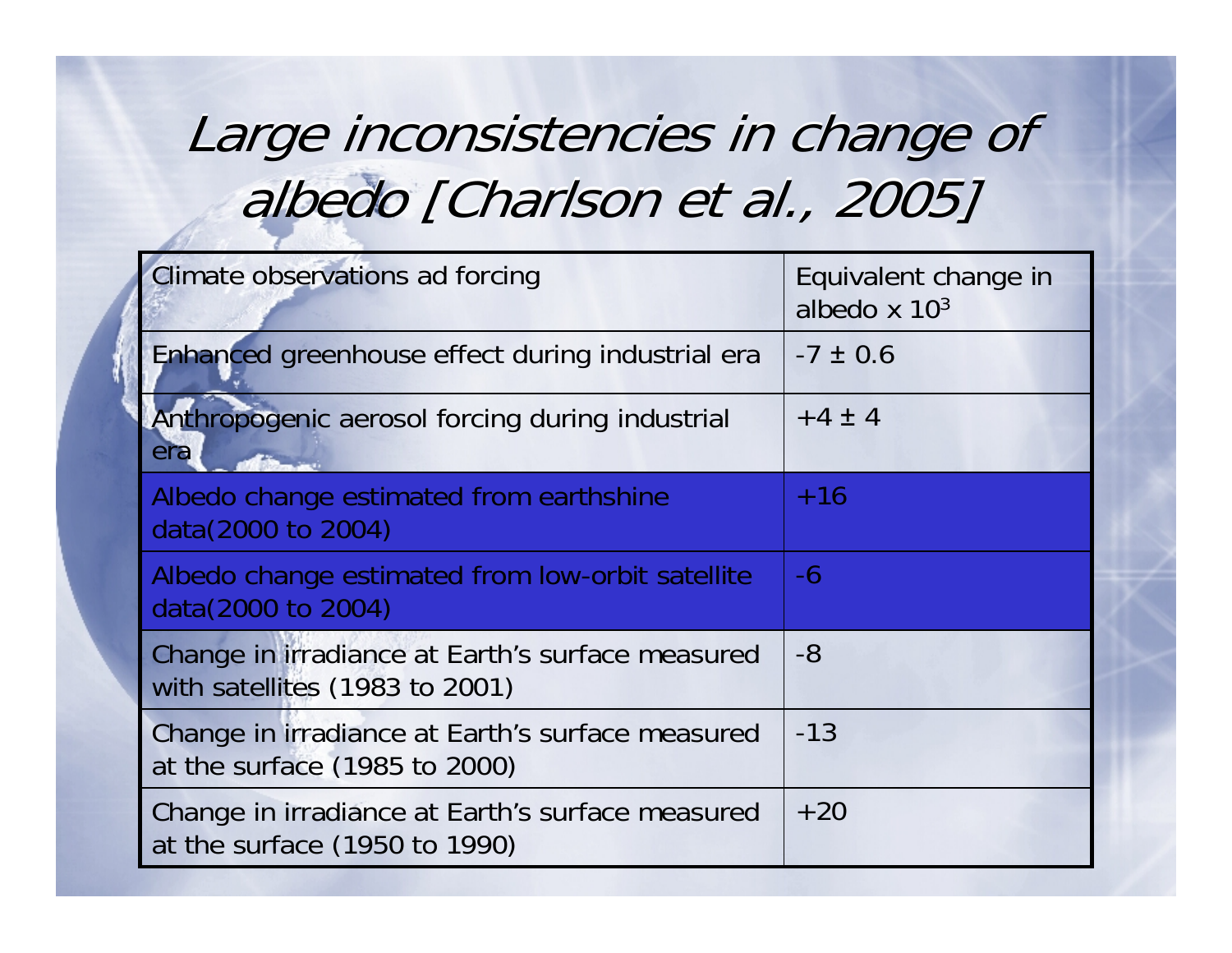# *Large inconsistencies in change of albedo [Charlson et al., 2005]*

| Climate observations ad forcing | Equivalent change in albedo x $10^3$ |
|---|---|
| Enhanced greenhouse effect during industrial era | -7 ± 0.6 |
| Anthropogenic aerosol forcing during industrial era | +4 ± 4 |
| Albedo change estimated from earthshine data(2000 to 2004) | +16 |
| Albedo change estimated from low-orbit satellite data(2000 to 2004) | -6 |
| Change in irradiance at Earth's surface measured with satellites (1983 to 2001) | -8 |
| Change in irradiance at Earth's surface measured at the surface (1985 to 2000) | -13 |
| Change in irradiance at Earth's surface measured at the surface (1950 to 1990) | +20 |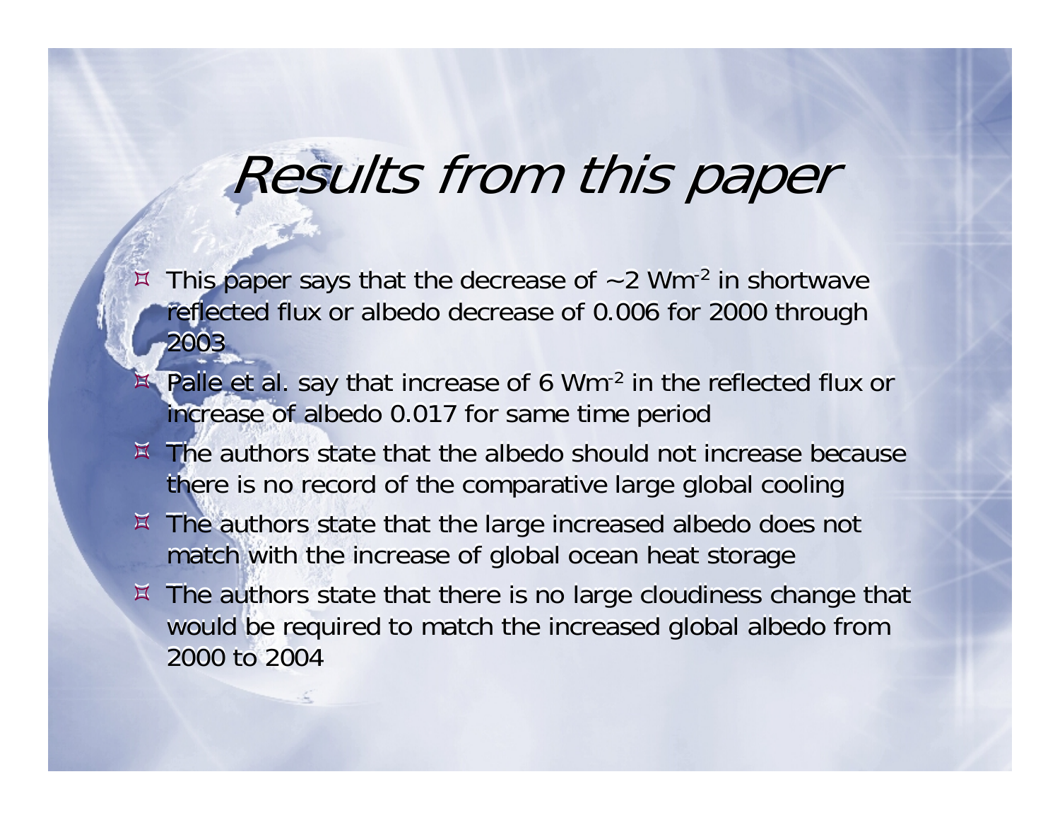# *Results from this paper*

- This paper says that the decrease of ~2 $Wm^{-2}$ in shortwave reflected flux or albedo decrease of 0.006 for 2000 through 2003
- Palle et al. say that increase of 6 $Wm^{-2}$ in the reflected flux or increase of albedo 0.017 for same time period
- The authors state that the albedo should not increase because there is no record of the comparative large global cooling
- The authors state that the large increased albedo does not match with the increase of global ocean heat storage
- The authors state that there is no large cloudiness change that would be required to match the increased global albedo from 2000 to 2004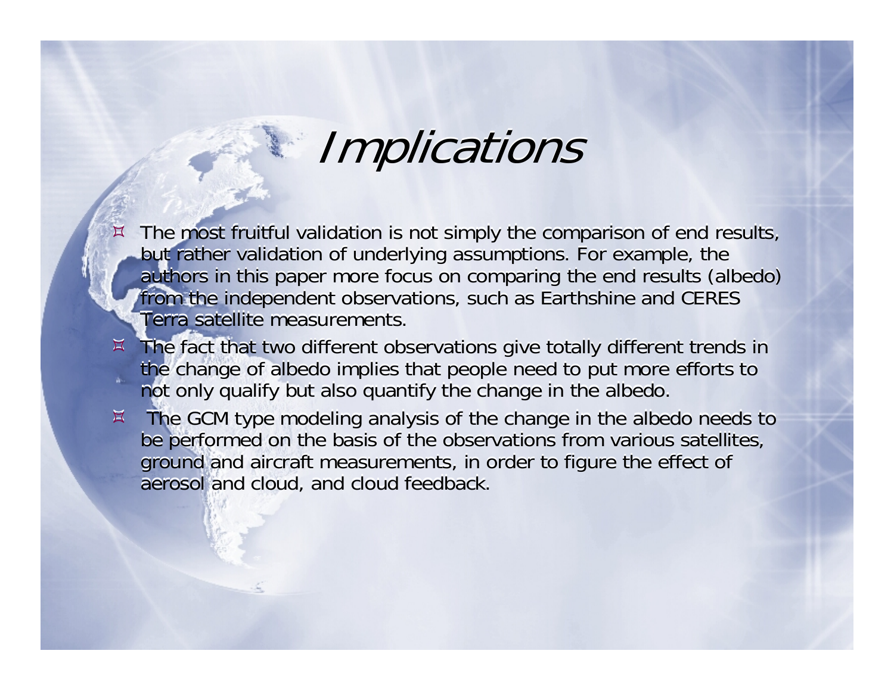# Implications

- The most fruitful validation is not simply the comparison of end results, but rather validation of underlying assumptions. For example, the authors in this paper more focus on comparing the end results (albedo) from the independent observations, such as Earthshine and CERES Terra satellite measurements.
- The fact that two different observations give totally different trends in the change of albedo implies that people need to put more efforts to not only qualify but also quantify the change in the albedo.
- The GCM type modeling analysis of the change in the albedo needs to be performed on the basis of the observations from various satellites, ground and aircraft measurements, in order to figure the effect of aerosol and cloud, and cloud feedback.